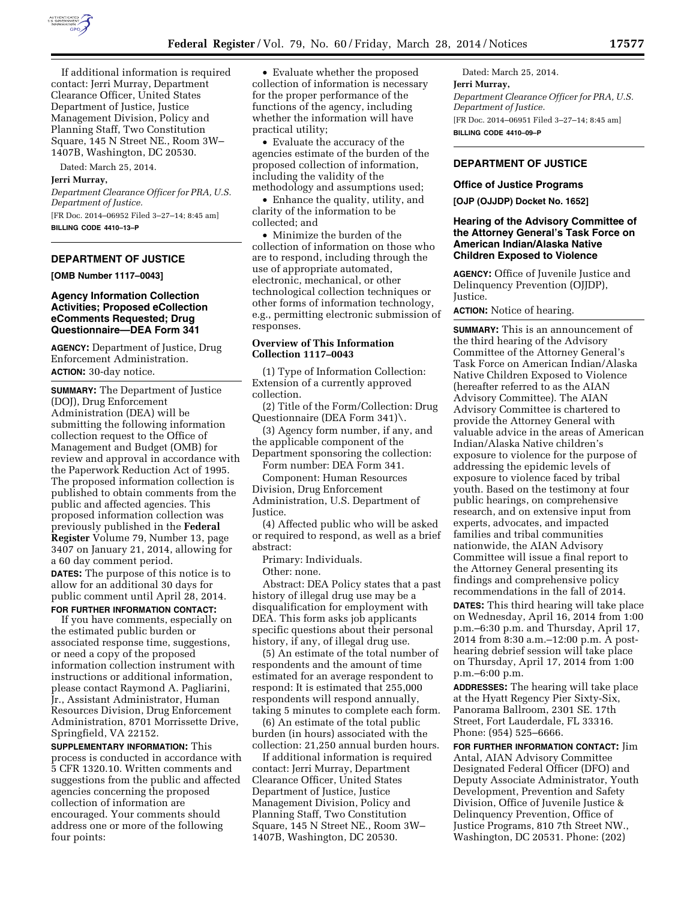If additional information is required contact: Jerri Murray, Department Clearance Officer, United States Department of Justice, Justice Management Division, Policy and Planning Staff, Two Constitution Square, 145 N Street NE., Room 3W–1407B, Washington, DC 20530.

Dated: March 25, 2014.

**Jerri Murray,**

*Department Clearance Officer for PRA, U.S. Department of Justice.*

[FR Doc. 2014–06952 Filed 3–27–14; 8:45 am]

**BILLING CODE 4410–13–P**

---

## DEPARTMENT OF JUSTICE

**[OMB Number 1117–0043]**

### Agency Information Collection Activities; Proposed eCollection eComments Requested; Drug Questionnaire—DEA Form 341

**AGENCY:** Department of Justice, Drug Enforcement Administration.

**ACTION:** 30-day notice.

**SUMMARY:** The Department of Justice (DOJ), Drug Enforcement Administration (DEA) will be submitting the following information collection request to the Office of Management and Budget (OMB) for review and approval in accordance with the Paperwork Reduction Act of 1995. The proposed information collection is published to obtain comments from the public and affected agencies. This proposed information collection was previously published in the **Federal Register** Volume 79, Number 13, page 3407 on January 21, 2014, allowing for a 60 day comment period.

**DATES:** The purpose of this notice is to allow for an additional 30 days for public comment until April 28, 2014.

**FOR FURTHER INFORMATION CONTACT:**

If you have comments, especially on the estimated public burden or associated response time, suggestions, or need a copy of the proposed information collection instrument with instructions or additional information, please contact Raymond A. Pagliarini, Jr., Assistant Administrator, Human Resources Division, Drug Enforcement Administration, 8701 Morrissette Drive, Springfield, VA 22152.

**SUPPLEMENTARY INFORMATION:** This process is conducted in accordance with 5 CFR 1320.10. Written comments and suggestions from the public and affected agencies concerning the proposed collection of information are encouraged. Your comments should address one or more of the following four points:

- Evaluate whether the proposed collection of information is necessary for the proper performance of the functions of the agency, including whether the information will have practical utility;
- Evaluate the accuracy of the agencies estimate of the burden of the proposed collection of information, including the validity of the methodology and assumptions used;
- Enhance the quality, utility, and clarity of the information to be collected; and
- Minimize the burden of the collection of information on those who are to respond, including through the use of appropriate automated, electronic, mechanical, or other technological collection techniques or other forms of information technology, e.g., permitting electronic submission of responses.

#### Overview of This Information Collection 1117–0043

(1) Type of Information Collection: Extension of a currently approved collection.

(2) Title of the Form/Collection: Drug Questionnaire (DEA Form 341)\.

(3) Agency form number, if any, and the applicable component of the Department sponsoring the collection:

Form number: DEA Form 341.

Component: Human Resources Division, Drug Enforcement Administration, U.S. Department of Justice.

(4) Affected public who will be asked or required to respond, as well as a brief abstract:

Primary: Individuals.

Other: none.

Abstract: DEA Policy states that a past history of illegal drug use may be a disqualification for employment with DEA. This form asks job applicants specific questions about their personal history, if any, of illegal drug use.

(5) An estimate of the total number of respondents and the amount of time estimated for an average respondent to respond: It is estimated that 255,000 respondents will respond annually, taking 5 minutes to complete each form.

(6) An estimate of the total public burden (in hours) associated with the collection: 21,250 annual burden hours.

If additional information is required contact: Jerri Murray, Department Clearance Officer, United States Department of Justice, Justice Management Division, Policy and Planning Staff, Two Constitution Square, 145 N Street NE., Room 3W–1407B, Washington, DC 20530.

Dated: March 25, 2014.

**Jerri Murray,**

*Department Clearance Officer for PRA, U.S. Department of Justice.*

[FR Doc. 2014–06951 Filed 3–27–14; 8:45 am]

**BILLING CODE 4410–09–P**

---

## DEPARTMENT OF JUSTICE

### Office of Justice Programs

**[OJP (OJJDP) Docket No. 1652]**

### Hearing of the Advisory Committee of the Attorney General's Task Force on American Indian/Alaska Native Children Exposed to Violence

**AGENCY:** Office of Juvenile Justice and Delinquency Prevention (OJJDP), Justice.

**ACTION:** Notice of hearing.

**SUMMARY:** This is an announcement of the third hearing of the Advisory Committee of the Attorney General's Task Force on American Indian/Alaska Native Children Exposed to Violence (hereafter referred to as the AIAN Advisory Committee). The AIAN Advisory Committee is chartered to provide the Attorney General with valuable advice in the areas of American Indian/Alaska Native children's exposure to violence for the purpose of addressing the epidemic levels of exposure to violence faced by tribal youth. Based on the testimony at four public hearings, on comprehensive research, and on extensive input from experts, advocates, and impacted families and tribal communities nationwide, the AIAN Advisory Committee will issue a final report to the Attorney General presenting its findings and comprehensive policy recommendations in the fall of 2014.

**DATES:** This third hearing will take place on Wednesday, April 16, 2014 from 1:00 p.m.–6:30 p.m. and Thursday, April 17, 2014 from 8:30 a.m.–12:00 p.m. A post-hearing debrief session will take place on Thursday, April 17, 2014 from 1:00 p.m.–6:00 p.m.

**ADDRESSES:** The hearing will take place at the Hyatt Regency Pier Sixty-Six, Panorama Ballroom, 2301 SE. 17th Street, Fort Lauderdale, FL 33316. Phone: (954) 525–6666.

**FOR FURTHER INFORMATION CONTACT:** Jim Antal, AIAN Advisory Committee Designated Federal Officer (DFO) and Deputy Associate Administrator, Youth Development, Prevention and Safety Division, Office of Juvenile Justice & Delinquency Prevention, Office of Justice Programs, 810 7th Street NW., Washington, DC 20531. Phone: (202)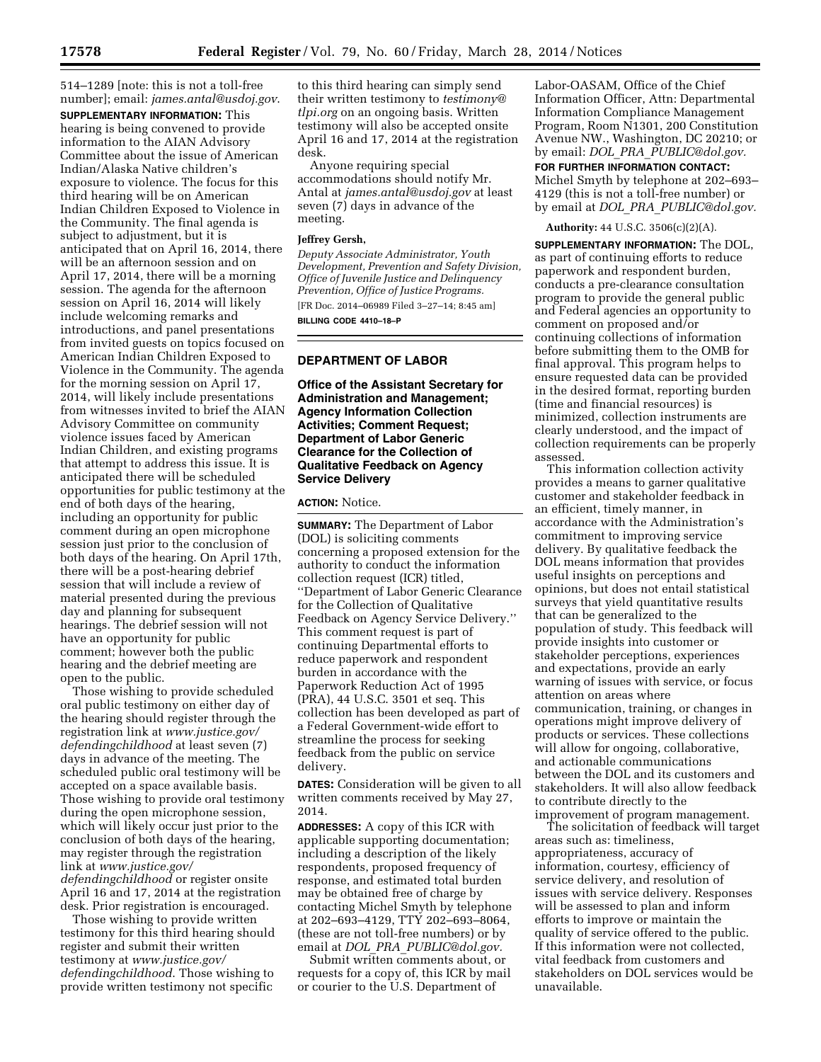514–1289 [note: this is not a toll-free number]; email: *james.antal@usdoj.gov*.

**SUPPLEMENTARY INFORMATION:** This hearing is being convened to provide information to the AIAN Advisory Committee about the issue of American Indian/Alaska Native children's exposure to violence. The focus for this third hearing will be on American Indian Children Exposed to Violence in the Community. The final agenda is subject to adjustment, but it is anticipated that on April 16, 2014, there will be an afternoon session and on April 17, 2014, there will be a morning session. The agenda for the afternoon session on April 16, 2014 will likely include welcoming remarks and introductions, and panel presentations from invited guests on topics focused on American Indian Children Exposed to Violence in the Community. The agenda for the morning session on April 17, 2014, will likely include presentations from witnesses invited to brief the AIAN Advisory Committee on community violence issues faced by American Indian Children, and existing programs that attempt to address this issue. It is anticipated there will be scheduled opportunities for public testimony at the end of both days of the hearing, including an opportunity for public comment during an open microphone session just prior to the conclusion of both days of the hearing. On April 17th, there will be a post-hearing debrief session that will include a review of material presented during the previous day and planning for subsequent hearings. The debrief session will not have an opportunity for public comment; however both the public hearing and the debrief meeting are open to the public.

Those wishing to provide scheduled oral public testimony on either day of the hearing should register through the registration link at *www.justice.gov/defendingchildhood* at least seven (7) days in advance of the meeting. The scheduled public oral testimony will be accepted on a space available basis. Those wishing to provide oral testimony during the open microphone session, which will likely occur just prior to the conclusion of both days of the hearing, may register through the registration link at *www.justice.gov/defendingchildhood* or register onsite April 16 and 17, 2014 at the registration desk. Prior registration is encouraged.

Those wishing to provide written testimony for this third hearing should register and submit their written testimony at *www.justice.gov/defendingchildhood*. Those wishing to provide written testimony not specific to this third hearing can simply send their written testimony to *testimony@tlpi.org* on an ongoing basis. Written testimony will also be accepted onsite April 16 and 17, 2014 at the registration desk.

Anyone requiring special accommodations should notify Mr. Antal at *james.antal@usdoj.gov* at least seven (7) days in advance of the meeting.

**Jeffrey Gersh,**

*Deputy Associate Administrator, Youth Development, Prevention and Safety Division, Office of Juvenile Justice and Delinquency Prevention, Office of Justice Programs.*

[FR Doc. 2014–06989 Filed 3–27–14; 8:45 am]

**BILLING CODE 4410–18–P**

## DEPARTMENT OF LABOR

### Office of the Assistant Secretary for Administration and Management; Agency Information Collection Activities; Comment Request; Department of Labor Generic Clearance for the Collection of Qualitative Feedback on Agency Service Delivery

**ACTION:** Notice.

**SUMMARY:** The Department of Labor (DOL) is soliciting comments concerning a proposed extension for the authority to conduct the information collection request (ICR) titled, ''Department of Labor Generic Clearance for the Collection of Qualitative Feedback on Agency Service Delivery.'' This comment request is part of continuing Departmental efforts to reduce paperwork and respondent burden in accordance with the Paperwork Reduction Act of 1995 (PRA), 44 U.S.C. 3501 et seq. This collection has been developed as part of a Federal Government-wide effort to streamline the process for seeking feedback from the public on service delivery.

**DATES:** Consideration will be given to all written comments received by May 27, 2014.

**ADDRESSES:** A copy of this ICR with applicable supporting documentation; including a description of the likely respondents, proposed frequency of response, and estimated total burden may be obtained free of charge by contacting Michel Smyth by telephone at 202–693–4129, TTY 202–693–8064, (these are not toll-free numbers) or by email at *DOL_PRA_PUBLIC@dol.gov*.

Submit written comments about, or requests for a copy of, this ICR by mail or courier to the U.S. Department of Labor-OASAM, Office of the Chief Information Officer, Attn: Departmental Information Compliance Management Program, Room N1301, 200 Constitution Avenue NW., Washington, DC 20210; or by email: *DOL_PRA_PUBLIC@dol.gov*.

**FOR FURTHER INFORMATION CONTACT:** Michel Smyth by telephone at 202–693–4129 (this is not a toll-free number) or by email at *DOL_PRA_PUBLIC@dol.gov.*

**Authority:** 44 U.S.C. 3506(c)(2)(A).

**SUPPLEMENTARY INFORMATION:** The DOL, as part of continuing efforts to reduce paperwork and respondent burden, conducts a pre-clearance consultation program to provide the general public and Federal agencies an opportunity to comment on proposed and/or continuing collections of information before submitting them to the OMB for final approval. This program helps to ensure requested data can be provided in the desired format, reporting burden (time and financial resources) is minimized, collection instruments are clearly understood, and the impact of collection requirements can be properly assessed.

This information collection activity provides a means to garner qualitative customer and stakeholder feedback in an efficient, timely manner, in accordance with the Administration's commitment to improving service delivery. By qualitative feedback the DOL means information that provides useful insights on perceptions and opinions, but does not entail statistical surveys that yield quantitative results that can be generalized to the population of study. This feedback will provide insights into customer or stakeholder perceptions, experiences and expectations, provide an early warning of issues with service, or focus attention on areas where communication, training, or changes in operations might improve delivery of products or services. These collections will allow for ongoing, collaborative, and actionable communications between the DOL and its customers and stakeholders. It will also allow feedback to contribute directly to the improvement of program management.

The solicitation of feedback will target areas such as: timeliness, appropriateness, accuracy of information, courtesy, efficiency of service delivery, and resolution of issues with service delivery. Responses will be assessed to plan and inform efforts to improve or maintain the quality of service offered to the public. If this information were not collected, vital feedback from customers and stakeholders on DOL services would be unavailable.